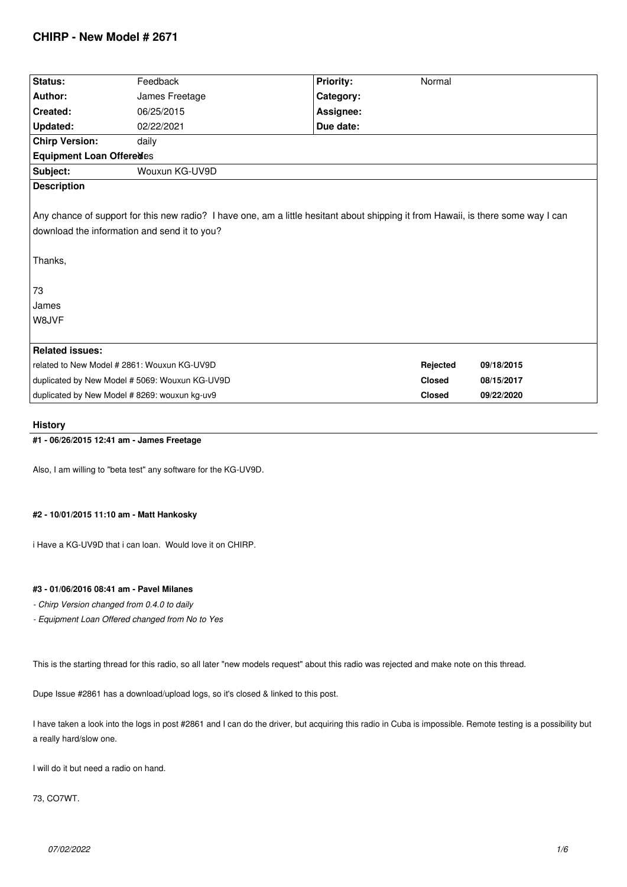# CHIRP - New Model # 2671

| Status: | Feedback | Priority: | Normal |
|---|---|---|---|
| Author: | James Freetage | Category: | |
| Created: | 06/25/2015 | Assignee: | |
| Updated: | 02/22/2021 | Due date: | |
| Chirp Version: | daily | | |
| Equipment Loan Offered: | Yes | | |
| Subject: | Wouxun KG-UV9D | | |

**Description**

Any chance of support for this new radio? I have one, am a little hesitant about shipping it from Hawaii, is there some way I can download the information and send it to you?

Thanks,

73
James
W8JVF

**Related issues:**

| | | |
|---|---|---|
| related to New Model # 2861: Wouxun KG-UV9D | Rejected | 09/18/2015 |
| duplicated by New Model # 5069: Wouxun KG-UV9D | Closed | 08/15/2017 |
| duplicated by New Model # 8269: wouxun kg-uv9 | Closed | 09/22/2020 |

## History

#### #1 - 06/26/2015 12:41 am - James Freetage

Also, I am willing to "beta test" any software for the KG-UV9D.

#### #2 - 10/01/2015 11:10 am - Matt Hankosky

i Have a KG-UV9D that i can loan. Would love it on CHIRP.

#### #3 - 01/06/2016 08:41 am - Pavel Milanes

- *Chirp Version changed from 0.4.0 to daily*
- *Equipment Loan Offered changed from No to Yes*

This is the starting thread for this radio, so all later "new models request" about this radio was rejected and make note on this thread.

Dupe Issue #2861 has a download/upload logs, so it's closed & linked to this post.

I have taken a look into the logs in post #2861 and I can do the driver, but acquiring this radio in Cuba is impossible. Remote testing is a possibility but a really hard/slow one.

I will do it but need a radio on hand.

73, CO7WT.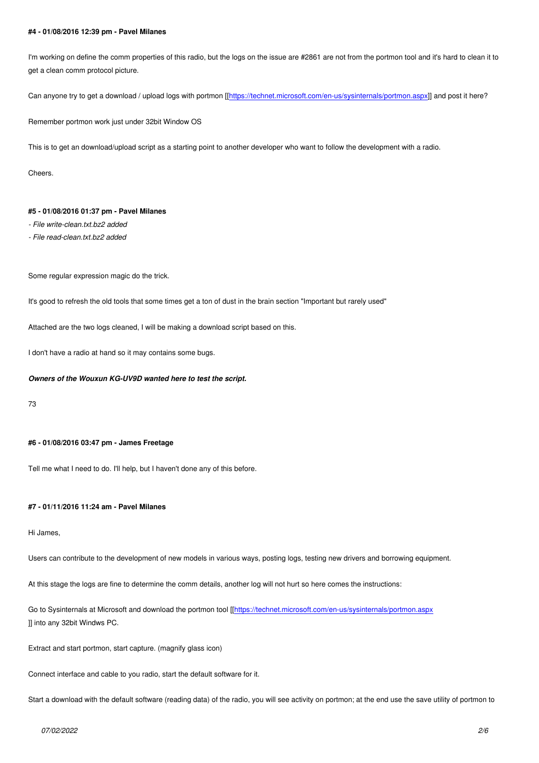#### #4 - 01/08/2016 12:39 pm - Pavel Milanes

I'm working on define the comm properties of this radio, but the logs on the issue are #2861 are not from the portmon tool and it's hard to clean it to get a clean comm protocol picture.

Can anyone try to get a download / upload logs with portmon [[https://technet.microsoft.com/en-us/sysinternals/portmon.aspx]] and post it here?

Remember portmon work just under 32bit Window OS

This is to get an download/upload script as a starting point to another developer who want to follow the development with a radio.

Cheers.

#### #5 - 01/08/2016 01:37 pm - Pavel Milanes

*- File write-clean.txt.bz2 added*

*- File read-clean.txt.bz2 added*

Some regular expression magic do the trick.

It's good to refresh the old tools that some times get a ton of dust in the brain section "Important but rarely used"

Attached are the two logs cleaned, I will be making a download script based on this.

I don't have a radio at hand so it may contains some bugs.

***Owners of the Wouxun KG-UV9D wanted here to test the script.***

73

#### #6 - 01/08/2016 03:47 pm - James Freetage

Tell me what I need to do. I'll help, but I haven't done any of this before.

#### #7 - 01/11/2016 11:24 am - Pavel Milanes

Hi James,

Users can contribute to the development of new models in various ways, posting logs, testing new drivers and borrowing equipment.

At this stage the logs are fine to determine the comm details, another log will not hurt so here comes the instructions:

Go to Sysinternals at Microsoft and download the portmon tool [[https://technet.microsoft.com/en-us/sysinternals/portmon.aspx
]] into any 32bit Windws PC.

Extract and start portmon, start capture. (magnify glass icon)

Connect interface and cable to you radio, start the default software for it.

Start a download with the default software (reading data) of the radio, you will see activity on portmon; at the end use the save utility of portmon to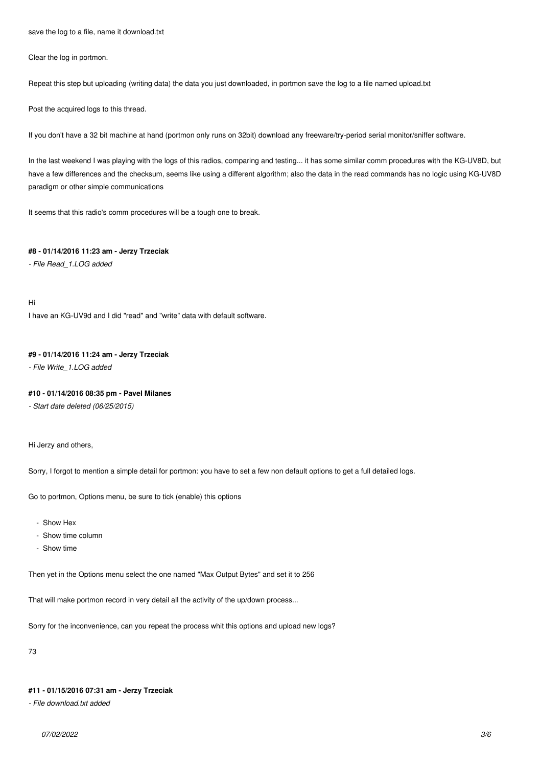save the log to a file, name it download.txt

Clear the log in portmon.

Repeat this step but uploading (writing data) the data you just downloaded, in portmon save the log to a file named upload.txt

Post the acquired logs to this thread.

If you don't have a 32 bit machine at hand (portmon only runs on 32bit) download any freeware/try-period serial monitor/sniffer software.

In the last weekend I was playing with the logs of this radios, comparing and testing... it has some similar comm procedures with the KG-UV8D, but have a few differences and the checksum, seems like using a different algorithm; also the data in the read commands has no logic using KG-UV8D paradigm or other simple communications

It seems that this radio's comm procedures will be a tough one to break.

#### #8 - 01/14/2016 11:23 am - Jerzy Trzeciak

*- File Read_1.LOG added*

Hi
I have an KG-UV9d and I did "read" and "write" data with default software.

#### #9 - 01/14/2016 11:24 am - Jerzy Trzeciak

*- File Write_1.LOG added*

#### #10 - 01/14/2016 08:35 pm - Pavel Milanes

*- Start date deleted (06/25/2015)*

Hi Jerzy and others,

Sorry, I forgot to mention a simple detail for portmon: you have to set a few non default options to get a full detailed logs.

Go to portmon, Options menu, be sure to tick (enable) this options

- Show Hex
- Show time column
- Show time

Then yet in the Options menu select the one named "Max Output Bytes" and set it to 256

That will make portmon record in very detail all the activity of the up/down process...

Sorry for the inconvenience, can you repeat the process whit this options and upload new logs?

73

#### #11 - 01/15/2016 07:31 am - Jerzy Trzeciak

*- File download.txt added*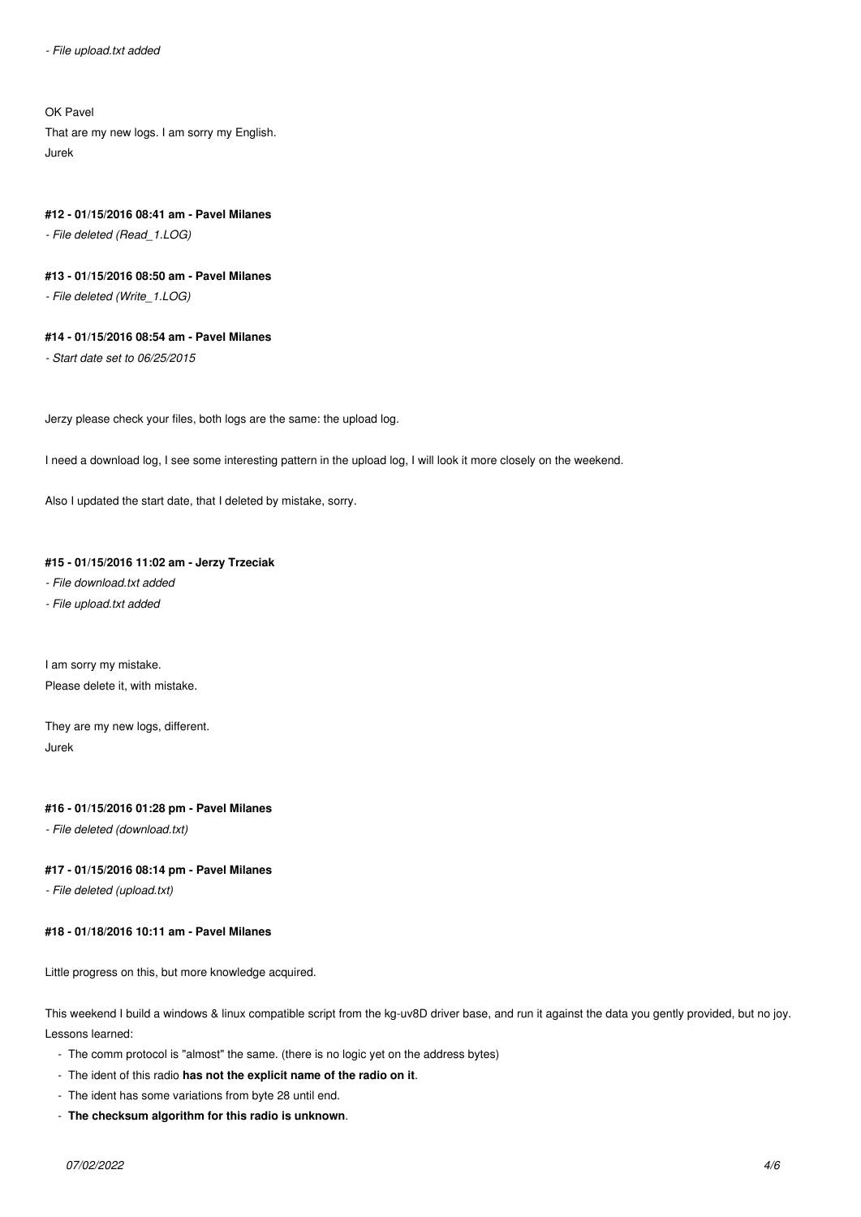- *File upload.txt added*

OK Pavel
That are my new logs. I am sorry my English.
Jurek

#### #12 - 01/15/2016 08:41 am - Pavel Milanes

- *File deleted (Read_1.LOG)*

#### #13 - 01/15/2016 08:50 am - Pavel Milanes

- *File deleted (Write_1.LOG)*

#### #14 - 01/15/2016 08:54 am - Pavel Milanes

- *Start date set to 06/25/2015*

Jerzy please check your files, both logs are the same: the upload log.

I need a download log, I see some interesting pattern in the upload log, I will look it more closely on the weekend.

Also I updated the start date, that I deleted by mistake, sorry.

#### #15 - 01/15/2016 11:02 am - Jerzy Trzeciak

- *File download.txt added*
- *File upload.txt added*

I am sorry my mistake.
Please delete it, with mistake.

They are my new logs, different.
Jurek

#### #16 - 01/15/2016 01:28 pm - Pavel Milanes

- *File deleted (download.txt)*

#### #17 - 01/15/2016 08:14 pm - Pavel Milanes

- *File deleted (upload.txt)*

#### #18 - 01/18/2016 10:11 am - Pavel Milanes

Little progress on this, but more knowledge acquired.

This weekend I build a windows & linux compatible script from the kg-uv8D driver base, and run it against the data you gently provided, but no joy.
Lessons learned:

- The comm protocol is "almost" the same. (there is no logic yet on the address bytes)
- The ident of this radio **has not the explicit name of the radio on it**.
- The ident has some variations from byte 28 until end.
- **The checksum algorithm for this radio is unknown**.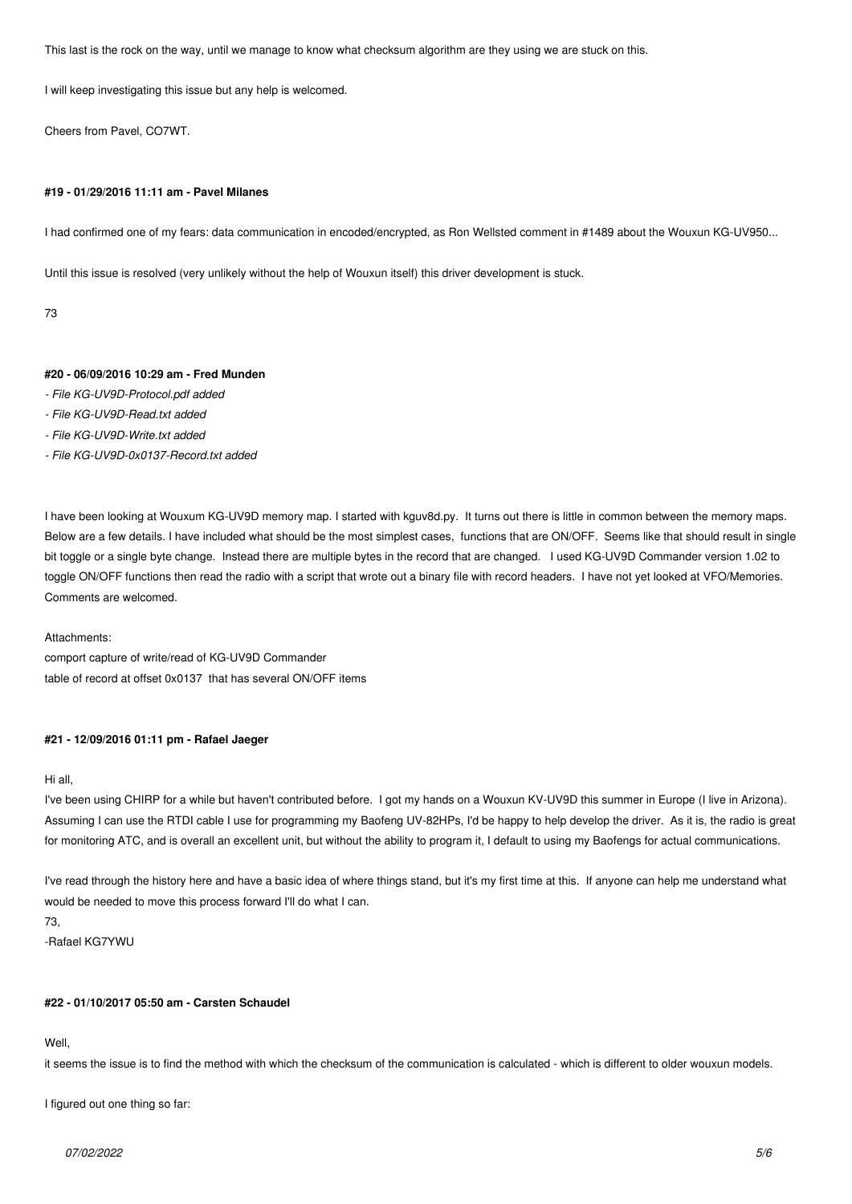This last is the rock on the way, until we manage to know what checksum algorithm are they using we are stuck on this.

I will keep investigating this issue but any help is welcomed.

Cheers from Pavel, CO7WT.

#### #19 - 01/29/2016 11:11 am - Pavel Milanes

I had confirmed one of my fears: data communication in encoded/encrypted, as Ron Wellsted comment in #1489 about the Wouxun KG-UV950...

Until this issue is resolved (very unlikely without the help of Wouxun itself) this driver development is stuck.

73

#### #20 - 06/09/2016 10:29 am - Fred Munden

- *File KG-UV9D-Protocol.pdf added*
- *File KG-UV9D-Read.txt added*
- *File KG-UV9D-Write.txt added*
- *File KG-UV9D-0x0137-Record.txt added*

I have been looking at Wouxum KG-UV9D memory map. I started with kguv8d.py. It turns out there is little in common between the memory maps. Below are a few details. I have included what should be the most simplest cases, functions that are ON/OFF. Seems like that should result in single bit toggle or a single byte change. Instead there are multiple bytes in the record that are changed. I used KG-UV9D Commander version 1.02 to toggle ON/OFF functions then read the radio with a script that wrote out a binary file with record headers. I have not yet looked at VFO/Memories. Comments are welcomed.

Attachments:
comport capture of write/read of KG-UV9D Commander
table of record at offset 0x0137 that has several ON/OFF items

#### #21 - 12/09/2016 01:11 pm - Rafael Jaeger

Hi all,
I've been using CHIRP for a while but haven't contributed before. I got my hands on a Wouxun KV-UV9D this summer in Europe (I live in Arizona). Assuming I can use the RTDI cable I use for programming my Baofeng UV-82HPs, I'd be happy to help develop the driver. As it is, the radio is great for monitoring ATC, and is overall an excellent unit, but without the ability to program it, I default to using my Baofengs for actual communications.

I've read through the history here and have a basic idea of where things stand, but it's my first time at this. If anyone can help me understand what would be needed to move this process forward I'll do what I can.
73,
-Rafael KG7YWU

#### #22 - 01/10/2017 05:50 am - Carsten Schaudel

Well,
it seems the issue is to find the method with which the checksum of the communication is calculated - which is different to older wouxun models.

I figured out one thing so far: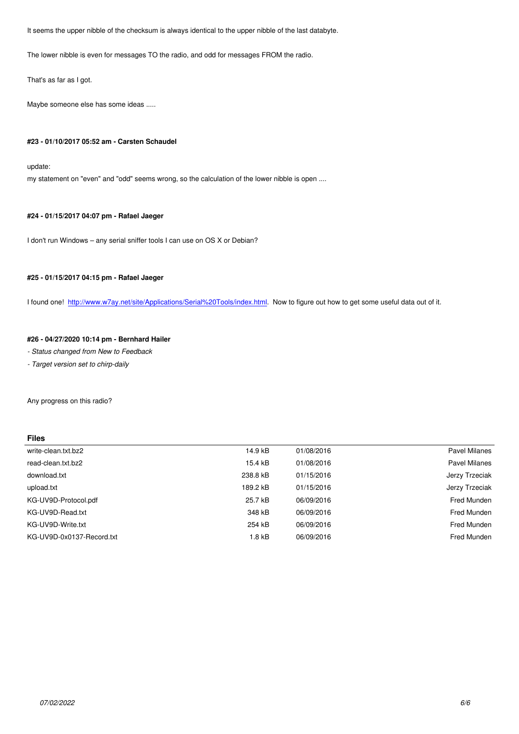It seems the upper nibble of the checksum is always identical to the upper nibble of the last databyte.

The lower nibble is even for messages TO the radio, and odd for messages FROM the radio.

That's as far as I got.

Maybe someone else has some ideas .....

#### #23 - 01/10/2017 05:52 am - Carsten Schaudel

update:
my statement on "even" and "odd" seems wrong, so the calculation of the lower nibble is open ....

#### #24 - 01/15/2017 04:07 pm - Rafael Jaeger

I don't run Windows – any serial sniffer tools I can use on OS X or Debian?

#### #25 - 01/15/2017 04:15 pm - Rafael Jaeger

I found one! [http://www.w7ay.net/site/Applications/Serial%20Tools/index.html](http://www.w7ay.net/site/Applications/Serial%20Tools/index.html). Now to figure out how to get some useful data out of it.

#### #26 - 04/27/2020 10:14 pm - Bernhard Hailer

- *Status changed from New to Feedback*
- *Target version set to chirp-daily*

Any progress on this radio?

### Files

| | | | |
|---|---|---|---|
| write-clean.txt.bz2 | 14.9 kB | 01/08/2016 | Pavel Milanes |
| read-clean.txt.bz2 | 15.4 kB | 01/08/2016 | Pavel Milanes |
| download.txt | 238.8 kB | 01/15/2016 | Jerzy Trzeciak |
| upload.txt | 189.2 kB | 01/15/2016 | Jerzy Trzeciak |
| KG-UV9D-Protocol.pdf | 25.7 kB | 06/09/2016 | Fred Munden |
| KG-UV9D-Read.txt | 348 kB | 06/09/2016 | Fred Munden |
| KG-UV9D-Write.txt | 254 kB | 06/09/2016 | Fred Munden |
| KG-UV9D-0x0137-Record.txt | 1.8 kB | 06/09/2016 | Fred Munden |